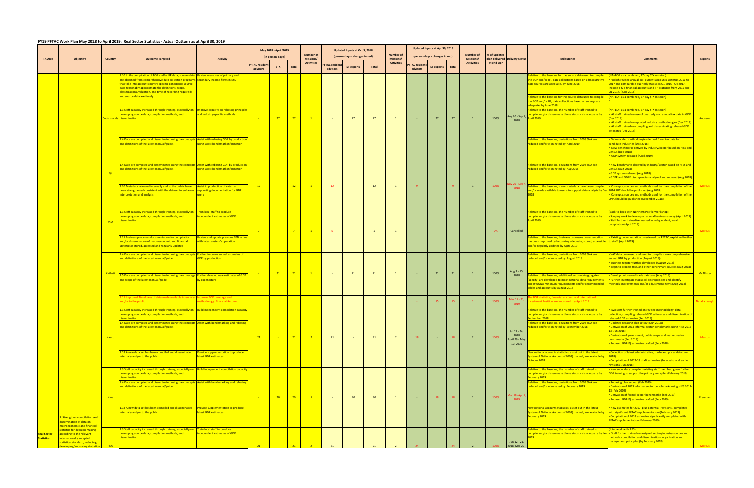## FY19 PFTAC Work Plan May 2018 to April 2019: Real Sector Statistics - Actual Outturn as at April 30, 2019

| TA Area | Objective | Country | Outcome Targeted | Activity | May 2018 - April 2019 (in person-days) | | | Number of Missions/ Activities | Updated Inputs at Oct 3, 2018 (person-days - changes in red) | | | Number of Missions/ Activities | Updated Inputs at Apr 30, 2019 (person-days - changes in red) | | | Number of Missions/ Activities | % of updated plan delivered at end-Apr | Delivery Status | Milestones | Comments | Experts |
|---|---|---|---|---|---|---|---|---|---|---|---|---|---|---|---|---|---|---|---|---|---|
| | | | | | PFTAC resident advisors | STX | Total | | PFTAC resident advisors | ST experts | Total | | PFTAC resident advisors | ST experts | Total | | | | | | |
| Real Sector Statistics | 1. Strengthen compilation and dissemination of data on macroeconomic and financial statistics for decision making according to the relevant internationally accepted statistical standard, including developing/improving statistical | Cook Islands | 1.10 In the compilation of BOP and/or IIP data, source data are obtained from comprehensive data collection programs that take into account country-specific conditions; source data reasonably approximate the definitions, scope, classifications, valuation, and time of recording required; and source data are timely. | Review measures of primary and secondary income flows in ESS | - | 27 | 27 | 1 | - | 27 | 27 | 1 | - | 27 | 27 | 1 | 100% | Aug 20 - Sep 7, 2018 | Relative to the baseline for the source data used to compile the BOP and/or IIP, data collections based on administrative data sources are adequate, by June 2018 | (NA+BOP as a combined, 27-day STX mission) • Publish revised annual BoP current accounts statistics 2011 to 2017 and comparable quarterly statistics Q1 2015 - Q4 2017. Include a & q financial accounts and IIP statistics from 2015 and Q1 2017. (June 2018) | Andrews |
| | | | | | | | | | | | | | | | | | | | Relative to the baseline for the source data used to compile the BOP and/or IIP, data collections based on surveys are adequate, by June 2018 | (NA+BOP as a combined, 27-day STX mission) | |
| | | | 1.3 Staff capacity increased through training, especially on developing source data, compilation methods, and dissemination | Improve capacity on rebasing principles and industry-specific methods | | | | | | | | | | | | | | | Relative to the baseline, the number of staff trained to compile and/or disseminate these statistics is adequate by April 2019 | (NA+BOP as a combined, 27-day STX mission) • All staff trained on use of quarterly and annual tax data in GDP (Dec 2018) • All staff trained on updated industry methodologies (Dec 2018) • All staff trained on compiling and disseminating rebased GDP estimates (Dec 2018) | |
| | | | 1.4 Data are compiled and disseminated using the concepts and definitions of the latest manual/guide. | Assist with rebasing GDP by production using latest benchmark information | | | | | | | | | | | | | | | Relative to the baseline, deviations from 2008 SNA are reduced and/or eliminated by April 2019 | • Value-added methodologies derived from tax data for candidate industries (Dec 2018) • New benchmarks derived by industry/sector based on HIES and Census (Dec 2018) • GDP system rebased (April 2019) | |
| | | Fiji | 1.4 Data are compiled and disseminated using the concepts and definitions of the latest manual/guide. | Assist with rebasing GDP by production using latest benchmark information | 12 | - | 12 | 1 | 12 | - | 12 | 1 | 9 | - | 9 | 1 | 100% | Nov 26 - Dec 4, 2018 | Relative to the baseline, deviations from 2008 SNA are reduced and/or eliminated by Aug 2018 | • New benchmarks derived by industry/sector based on HIES and Census (Aug 2018) • GDP system rebased (Aug 2018) • GDPP and GDPE discrepancies analysed and reduced (Aug 2018) | Marcus |
| | | | 1.20 Metadata released internally and to the public have been strengthened consistent with the dataset to enhance interpretation and analysis | Assist in production of external supporting documentation for GDP users | | | | | | | | | | | | | | | Relative to the baseline, more metadata have been compiled and/or made available to users to support data analysis by Dec 2018 | • Concepts, sources and methods used for the compilation of the 2014 SUT should be published (Aug 2018) • Concepts, sources and methods used for the compilation of the QNA should be published (December 2018) | |
| | | FSM | 1.3 Staff capacity increased through training, especially on developing source data, compilation methods, and dissemination | Train local staff to produce independent estimates of GDP | 7 | - | 7 | 1 | 5 | - | 5 | 1 | - | - | - | - | 0% | Cancelled | Relative to the baseline, the number of staff trained to compile and/or disseminate these statistics is adequate by April 2019 | (Back-to-back with Northern Pacific Workshop) • Scoping work to develop an annual business survey (April 2019) • Staff further trained/rehearsed in independent, local compilation (April 2019) | Marcus |
| | | | 1.21 Business processes documentation for compilation and/or dissemination of macroeconomic and financial statistics is stored, accessed and regularly updated | Review and update previous BPD in line with latest system's operation | | | | | | | | | | | | | | | Relative to the baseline, business processes documentation has been improved by becoming adequate, stored, accessible, and/or regularly updated by April 2019 | • Existing documentation is reviewed by PFTAC, explained further to staff (April 2019) | |
| | | Kiribati | 1.4 Data are compiled and disseminated using the concepts and definitions of the latest manual/guide | Further improve annual estimates of GDP by production | - | 21 | 21 | 1 | - | 21 | 21 | 1 | - | 21 | 21 | 1 | 100% | Aug 3 - 15, 2018 | Relative to the baseline, deviations from 2008 SNA are reduced and/or eliminated by August 2018 | • VAT data processed and used to compile more comprehensive annual GDP by production (August 2018) • Business register further developed (August 2018) • Begin to process HIES and other benchmark sources (Aug 2018) | McAllister |
| | | | 1.5 Data are compiled and disseminated using the coverage and scope of the latest manual/guide | Further develop new estimates of GDP by expenditure | | | | | | | | | | | | | | | Relative to the baseline, additional accounts/aggregates (specify) are developed to meet national data requirements and ISWGNA minimum requirements and/or recommended tables and accounts by August 2018 | • Develop unit record trade database (Aug 2018) • Further investigate statistical discrepancies and identify methods improvements and/or adjustment items (Aug 2018) | |
| | | | 1.15 Improved Timeliness of data made available internally and/or to the public | Improve BOP coverage and methodology; Financial Account | | | | | | | | | - | 15 | 15 | 1 | 100% | Mar 11 - 21, 2019 | The BOP statistics, financial account and International Investment Position are improved by April 2019 | | Natalia Ivanyk |
| | | Nauru | 1.3 Staff capacity increased through training, especially on developing source data, compilation methods, and dissemination | Build independent compilation capacity | 21 | - | 21 | 2 | 21 | - | 21 | 2 | 18 | - | 18 | 2 | 100% | Jul 19 - 24, 2018 April 29 - May 10, 2019 | Relative to the baseline, the number of staff trained to compile and/or disseminate these statistics is adequate by September 2018 | • Two staff further trained on revised methodology, data collection, compiling rebased GDP estimates and dissemination of rebased GDP estimates (Sep 2018) | Marcus |
| | | | 1.4 Data are compiled and disseminated using the concepts and definitions of the latest manual/guide. | Assist with benchmarking and rebasing | | | | | | | | | | | | | | | Relative to the baseline, deviations from 2008 SNA are reduced and/or eliminated by September 2018 | • Updated rebasing plan set out (Jun 2018) • Derivation of 2013 informal sector benchmarks using HIES 2012-13 (Jun 2018) • Derivation of government, public corps and market sector benchmarks (Sep 2018) • Rebased GDP(P) estimates drafted (Sep 2018) | |
| | | | 1.18 A new data set has been compiled and disseminated internally and/or to the public | Provide supplementation to produce latest GDP estimates | | | | | | | | | | | | | | | New national accounts statistics, as set out in the latest System of National Accounts (2008) manual, are available by October 2018 | • Collection of latest administrative, trade and prices data (Jun 2018) • Compilation of 2017-18 draft estimates (forecasts) and earlier revisions (Jun 2018) | |
| | | Niue | 1.3 Staff capacity increased through training, especially on developing source data, compilation methods, and dissemination | Build independent compilation capacity | - | 20 | 20 | 1 | - | 20 | 20 | 1 | - | 18 | 18 | 1 | 100% | Mar 18 -Apr 1, 2019 | Relative to the baseline, the number of staff trained to compile and/or disseminate these statistics is adequate by February 2019 | • New secondary compiler (existing staff member) given further GDP training to support the primary compiler (February 2019) | Freeman |
| | | | 1.4 Data are compiled and disseminated using the concepts and definitions of the latest manual/guide. | Assist with benchmarking and rebasing | | | | | | | | | | | | | | | Relative to the baseline, deviations from 2008 SNA are reduced and/or eliminated by February 2019 | • Rebasing plan set out (Feb 2019) • Derivation of 2013 informal sector benchmarks using HIES 2012-13 (Feb 2019) • Derivation of formal sector benchmarks (Feb 2019) • Rebased GDP(P) estimates drafted (Feb 2019) | |
| | | | 1.18 A new data set has been compiled and disseminated internally and/or to the public | Provide supplementation to produce latest GDP estimates | | | | | | | | | | | | | | | New national accounts statistics, as set out in the latest System of National Accounts (2008) manual, are available by February 2019 | • New estimates for 2017, plus potential revisions , completed with significant PFTAC supplementation (February 2019) • Compilation of 2018 estimates significantly completed with PFTAC supplementation (February 2019) | |
| | | PNG | 1.3 Staff capacity increased through training, especially on developing source data, compilation methods, and dissemination | Train local staff to produce independent estimates of GDP | 21 | - | 21 | 2 | 21 | - | 21 | 2 | 24 | - | 24 | 2 | 100% | Jun 12 - 21, 2018, Mar 29 - | Relative to the baseline, the number of staff trained to compile and/or disseminate these statistics is adequate by Jan 2019 | (Joint work with ABS) • Staff further trained on assigned sector/industry sources and methods; compilation and dissemination; organization and management principles (by February 2019) | Marcus |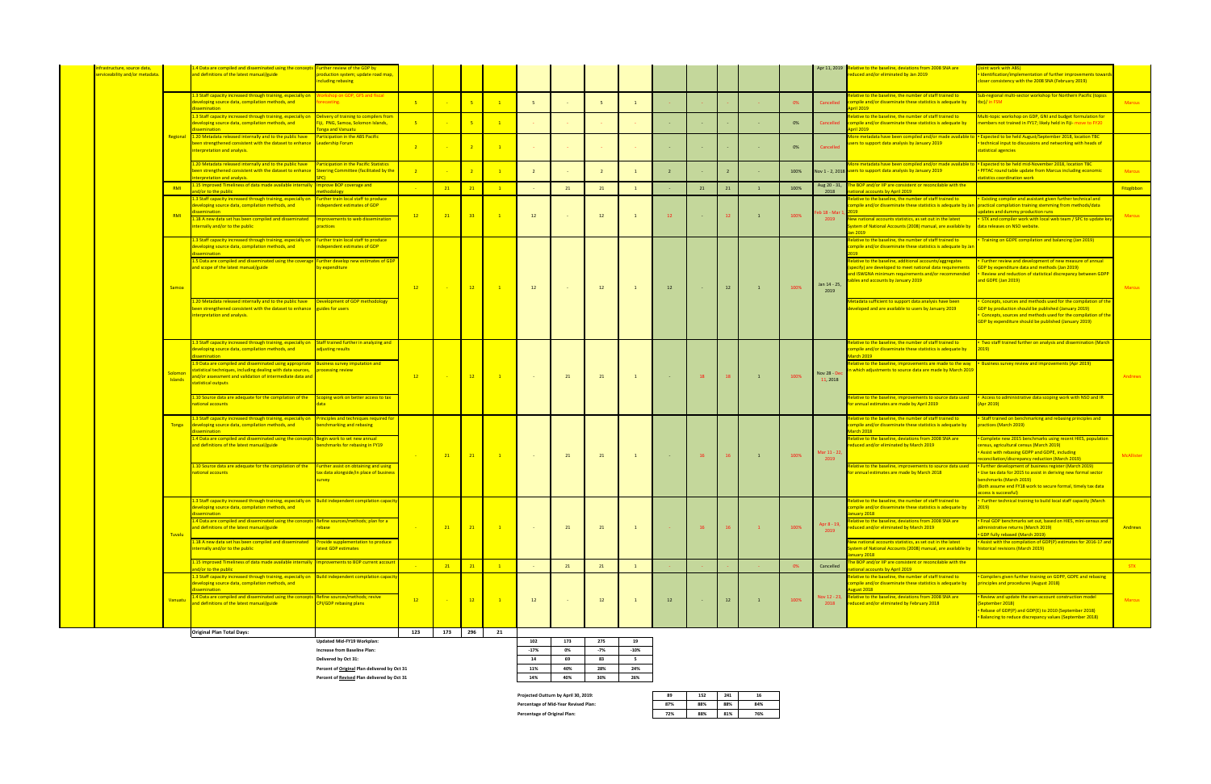| | | | | | | | | | | | | | | | | | | | | |
|---|---|---|---|---|---|---|---|---|---|---|---|---|---|---|---|---|---|---|---|---|
| Infrastructure, source data, serviceability and/or metadata. | | 1.4 Data are compiled and disseminated using the concepts and definitions of the latest manual/guide | Further review of the GDP by production system; update road map, including rebasing | | | | | | | | | | | | | | Apr 11, 2019 | Relative to the baseline, deviations from 2008 SNA are reduced and/or eliminated by Jan 2019 | (Joint work with ABS) • Identification/implementation of further improvements towards closer consistency with the 2008 SNA (February 2019) | |
| | Regional | 1.3 Staff capacity increased through training, especially on developing source data, compilation methods, and dissemination | Workshop on GDP, GFS and fiscal forecasting | 5 | - | 5 | 1 | 5 | - | 5 | 1 | - | - | - | - | 0% | Cancelled | Relative to the baseline, the number of staff trained to compile and/or disseminate these statistics is adequate by April 2019 | Sub-regional multi-sector workshop for Northern Pacific (topics tbc)/ in FSM | Marcus |
| | | 1.3 Staff capacity increased through training, especially on developing source data, compilation methods, and dissemination | Delivery of training to compilers from Fiji, PNG, Samoa, Solomon Islands, Tonga and Vanuatu | 5 | - | 5 | 1 | - | - | - | - | - | - | - | - | 0% | Cancelled | Relative to the baseline, the number of staff trained to compile and/or disseminate these statistics is adequate by April 2019 | Multi-topic workshop on GDP, GNI and budget formulation for members not trained in FY17; likely held in Fiji - move to FY20 | |
| | | 1.20 Metadata released internally and to the public have been strengthened consistent with the dataset to enhance interpretation and analysis. | Participation in the ABS Pacific Leadership Forum | 2 | - | 2 | 1 | - | - | - | - | - | - | - | - | 0% | Cancelled | More metadata have been compiled and/or made available to users to support data analysis by January 2019 | • Expected to be held August/September 2018, location TBC • technical input to discussions and networking with heads of statistical agencies | |
| | | 1.20 Metadata released internally and to the public have been strengthened consistent with the dataset to enhance interpretation and analysis. | Participation in the Pacific Statistics Steering Committee (facilitated by the SPC) | 2 | - | 2 | 1 | 2 | - | 2 | 1 | 2 | - | 2 | - | 100% | Nov 1 - 2, 2018 | More metadata have been compiled and/or made available to users to support data analysis by January 2019 | • Expected to be held mid-November 2018, location TBC • PFTAC round table update from Marcus including economic statistics coordination work | Marcus |
| | RMI | 1.15 Improved Timeliness of data made available internally and/or to the public | Improve BOP coverage and methodology | - | 21 | 21 | 1 | - | 21 | 21 | 1 | - | 21 | 21 | 1 | 100% | Aug 20 - 31, 2018 | The BOP and/or IIP are consistent or reconcilable with the national accounts by April 2019 | | Fitzgibbon |
| | RMI | 1.3 Staff capacity increased through training, especially on developing source data, compilation methods, and dissemination | Further train local staff to produce independent estimates of GDP | 12 | 21 | 33 | 1 | 12 | - | 12 | 1 | 12 | - | 12 | 1 | 100% | Feb 18 - Mar 1, 2019 | Relative to the baseline, the number of staff trained to compile and/or disseminate these statistics is adequate by Jan 2019 | • Existing compiler and assistant given further technical and practical compilation training stemming from methods/data updates and dummy production runs | Marcus |
| | | 1.18 A new data set has been compiled and disseminated internally and/or to the public | Improvements to web dissemination practices | | | | | | | | | | | | | | | New national accounts statistics, as set out in the latest System of National Accounts (2008) manual, are available by Jan 2019 | • STX and compiler work with local web team / SPC to update key data releases on NSO website. | |
| | Samoa | 1.3 Staff capacity increased through training, especially on developing source data, compilation methods, and dissemination | Further train local staff to produce independent estimates of GDP | 12 | - | 12 | 1 | 12 | - | 12 | 1 | 12 | - | 12 | 1 | 100% | Jan 14 - 25, 2019 | Relative to the baseline, the number of staff trained to compile and/or disseminate these statistics is adequate by Jan 2019 | • Training on GDPE compilation and balancing (Jan 2019) | Marcus |
| | | 1.5 Data are compiled and disseminated using the coverage and scope of the latest manual/guide | Further develop new estimates of GDP by expenditure | | | | | | | | | | | | | | | Relative to the baseline, additional accounts/aggregates (specify) are developed to meet national data requirements and ISWGNA minimum requirements and/or recommended tables and accounts by January 2019 | • Further review and development of new measure of annual GDP by expenditure data and methods (Jan 2019) • Review and reduction of statistical discrepancy between GDPP and GDPE (Jan 2019) | |
| | | 1.20 Metadata released internally and to the public have been strengthened consistent with the dataset to enhance interpretation and analysis. | Development of GDP methodology guides for users | | | | | | | | | | | | | | | Metadata sufficient to support data analysis have been developed and are available to users by January 2019 | • Concepts, sources and methods used for the compilation of the GDP by production should be published (January 2019) • Concepts, sources and methods used for the compilation of the GDP by expenditure should be published (January 2019) | |
| | Solomon Islands | 1.3 Staff capacity increased through training, especially on developing source data, compilation methods, and dissemination | Staff trained further in analyzing and adjusting results | 12 | - | 12 | 1 | - | 21 | 21 | 1 | - | 18 | 18 | 1 | 100% | Nov 28 - Dec 11, 2018 | Relative to the baseline, the number of staff trained to compile and/or disseminate these statistics is adequate by March 2019 | • Two staff trained further on analysis and dissemination (March 2019) | Andrews |
| | | 1.9 Data are compiled and disseminated using appropriate statistical techniques, including dealing with data sources, and/or assessment and validation of intermediate data and statistical outputs | Business survey imputation and processing review | | | | | | | | | | | | | | | Relative to the baseline, improvements are made to the way in which adjustments to source data are made by March 2019 | • Business survey review and improvements (Apr 2019) | |
| | | 1.10 Source data are adequate for the compilation of the national accounts | Scoping work on better access to tax data | | | | | | | | | | | | | | | Relative to the baseline, improvements to source data used for annual estimates are made by April 2019 | • Access to administrative data scoping work with NSO and IR (Apr 2019) | |
| | Tonga | 1.3 Staff capacity increased through training, especially on developing source data, compilation methods, and dissemination | Principles and techniques required for benchmarking and rebasing | - | 21 | 21 | 1 | - | 21 | 21 | 1 | - | 16 | 16 | 1 | 100% | Mar 11 - 22, 2019 | Relative to the baseline, the number of staff trained to compile and/or disseminate these statistics is adequate by March 2018 | • Staff trained on benchmarking and rebasing principles and practices (March 2019) | McAllister |
| | | 1.4 Data are compiled and disseminated using the concepts and definitions of the latest manual/guide | Begin work to set new annual benchmarks for rebasing in FY19 | | | | | | | | | | | | | | | Relative to the baseline, deviations from 2008 SNA are reduced and/or eliminated by March 2019 | • Complete new 2015 benchmarks using recent HIES, population census, agricultural census (March 2019) • Assist with rebasing GDPP and GDPE, including reconciliation/discrepancy reduction (March 2019) | |
| | | 1.10 Source data are adequate for the compilation of the national accounts | Further assist on obtaining and using tax data alongside/in place of business survey | | | | | | | | | | | | | | | Relative to the baseline, improvements to source data used for annual estimates are made by March 2018 | • Further development of business register (March 2019) • Use tax data for 2015 to assist in deriving new formal sector benchmarks (March 2019) (Both assume and FY18 work to secure formal, timely tax data access is successful) | |
| | Tuvalu | 1.3 Staff capacity increased through training, especially on developing source data, compilation methods, and dissemination | Build independent compilation capacity | - | 21 | 21 | 1 | - | 21 | 21 | 1 | - | 16 | 16 | 1 | 100% | Apr 8 - 19, 2019 | Relative to the baseline, the number of staff trained to compile and/or disseminate these statistics is adequate by January 2018 | • Further technical training to build local staff capacity (March 2019) | Andrews |
| | | 1.4 Data are compiled and disseminated using the concepts and definitions of the latest manual/guide | Refine sources/methods; plan for a rebase | | | | | | | | | | | | | | | Relative to the baseline, deviations from 2008 SNA are reduced and/or eliminated by March 2019 | • Final GDP benchmarks set out, based on HIES, mini-census and administrative returns (March 2019) • GDP fully rebased (March 2019) | |
| | | 1.18 A new data set has been compiled and disseminated internally and/or to the public | Provide supplementation to produce latest GDP estimates | | | | | | | | | | | | | | | New national accounts statistics, as set out in the latest System of National Accounts (2008) manual, are available by January 2018 | • Assist with the compilation of GDP(P) estimates for 2016-17 and historical revisions (March 2019) | |
| | | 1.15 Improved Timeliness of data made available internally and/or to the public | Improvements to BOP current account | - | 21 | 21 | 1 | - | 21 | 21 | 1 | - | - | - | - | 0% | Cancelled | The BOP and/or IIP are consistent or reconcilable with the national accounts by April 2019 | | STX |
| | Vanuatu | 1.3 Staff capacity increased through training, especially on developing source data, compilation methods, and dissemination | Build independent compilation capacity | 12 | - | 12 | 1 | 12 | - | 12 | 1 | 12 | - | 12 | 1 | 100% | Nov 12 - 23, 2018 | Relative to the baseline, the number of staff trained to compile and/or disseminate these statistics is adequate by August 2018 | • Compilers given further training on GDPP, GDPE and rebasing principles and procedures (August 2018) | Marcus |
| | | 1.4 Data are compiled and disseminated using the concepts and definitions of the latest manual/guide | Refine sources/methods; revive CPI/GDP rebasing plans | | | | | | | | | | | | | | | Relative to the baseline, deviations from 2008 SNA are reduced and/or eliminated by February 2018 | • Review and update the own-account construction model (September 2018) • Rebase of GDP(P) and GDP(E) to 2010 (September 2018) • Balancing to reduce discrepancy values (September 2018) | |

| | | | | |
|---|---|---|---|---|
| **Original Plan Total Days:** | 123 | 173 | 296 | 21 |
| Updated Mid-FY19 Workplan: | 102 | 173 | 275 | 19 |
| Increase from Baseline Plan: | -17% | 0% | -7% | -10% |
| Delivered by Oct 31: | 14 | 69 | 83 | 5 |
| Percent of Original Plan delivered by Oct 31 | 11% | 40% | 28% | 24% |
| Percent of Revised Plan delivered by Oct 31 | 14% | 40% | 30% | 26% |

| | | | | |
|---|---|---|---|---|
| Projected Outturn by April 30, 2019: | 89 | 152 | 241 | 16 |
| Percentage of Mid-Year Revised Plan: | 87% | 88% | 88% | 84% |
| Percentage of Original Plan: | 72% | 88% | 81% | 76% |